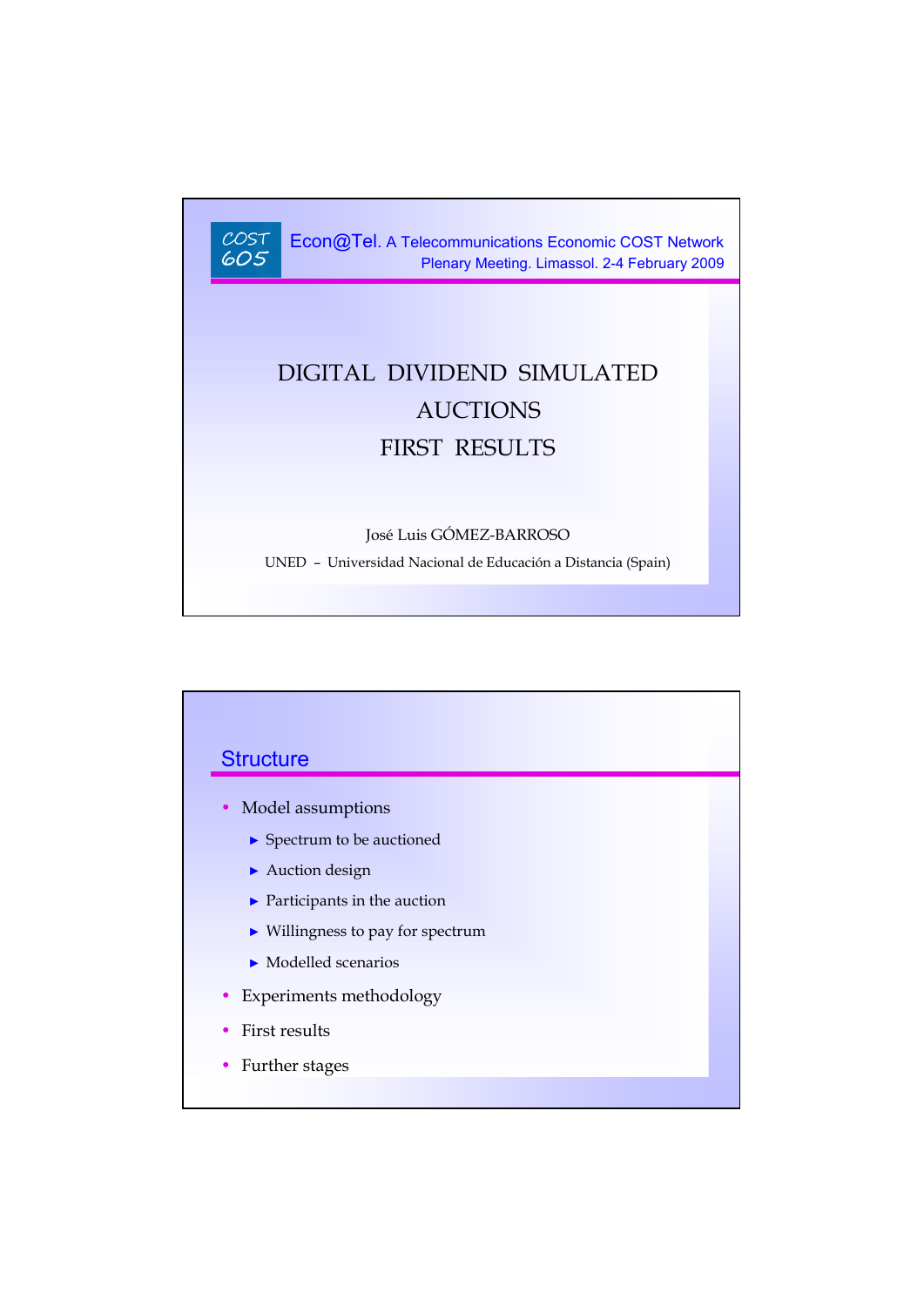COST 605

Econ@Tel. A Telecommunications Economic COST Network
Plenary Meeting. Limassol. 2-4 February 2009

# DIGITAL DIVIDEND SIMULATED AUCTIONS FIRST RESULTS

José Luis GÓMEZ-BARROSO

UNED – Universidad Nacional de Educación a Distancia (Spain)

## Structure

- Model assumptions
  - Spectrum to be auctioned
  - Auction design
  - Participants in the auction
  - Willingness to pay for spectrum
  - Modelled scenarios
- Experiments methodology
- First results
- Further stages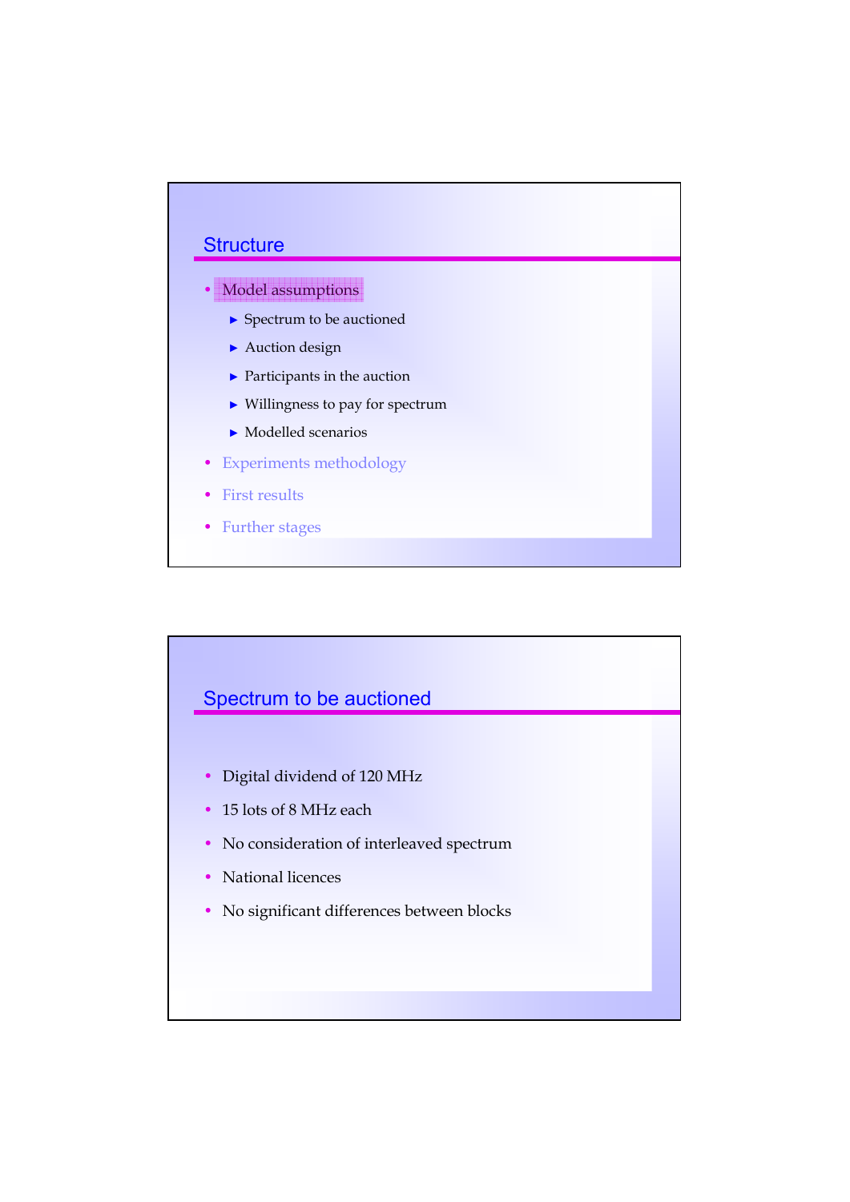## Structure

- Model assumptions
  - Spectrum to be auctioned
  - Auction design
  - Participants in the auction
  - Willingness to pay for spectrum
  - Modelled scenarios
- Experiments methodology
- First results
- Further stages

## Spectrum to be auctioned

- Digital dividend of 120 MHz
- 15 lots of 8 MHz each
- No consideration of interleaved spectrum
- National licences
- No significant differences between blocks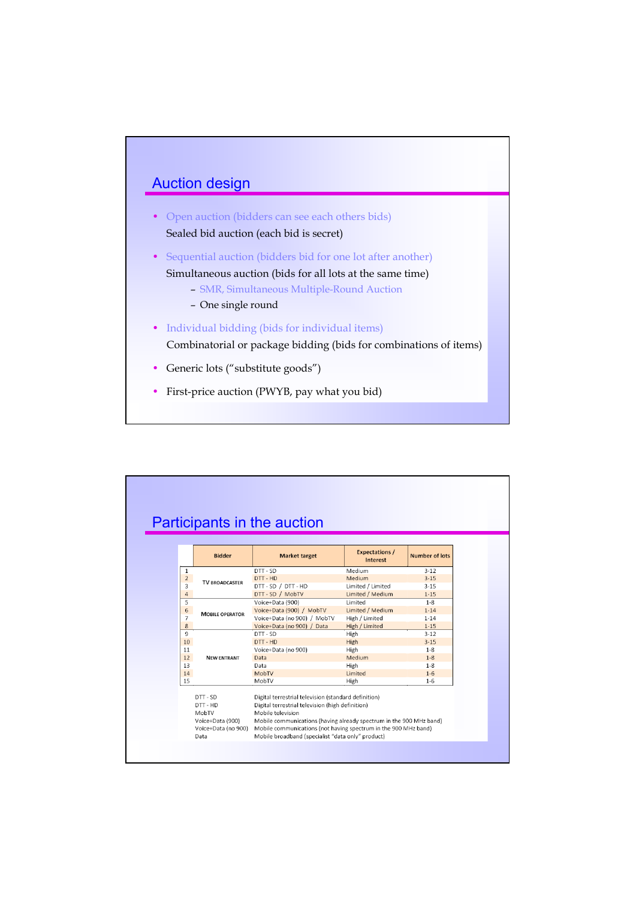## Auction design

- Open auction (bidders can see each others bids)

  Sealed bid auction (each bid is secret)

- Sequential auction (bidders bid for one lot after another)

  Simultaneous auction (bids for all lots at the same time)

  - SMR, Simultaneous Multiple-Round Auction
  - One single round

- Individual bidding (bids for individual items)

  Combinatorial or package bidding (bids for combinations of items)

- Generic lots (“substitute goods”)

- First-price auction (PWYB, pay what you bid)

## Participants in the auction

| | Bidder | Market target | Expectations / Interest | Number of lots |
|---|---|---|---|---|
| 1 | TV BROADCASTER | DTT - SD | Medium | 3-12 |
| 2 | | DTT - HD | Medium | 3-15 |
| 3 | | DTT - SD / DTT - HD | Limited / Limited | 3-15 |
| 4 | | DTT - SD / MobTV | Limited / Medium | 1-15 |
| 5 | MOBILE OPERATOR | Voice+Data (900) | Limited | 1-8 |
| 6 | | Voice+Data (900) / MobTV | Limited / Medium | 1-14 |
| 7 | | Voice+Data (no 900) / MobTV | High / Limited | 1-14 |
| 8 | | Voice+Data (no 900) / Data | High / Limited | 1-15 |
| 9 | NEW ENTRANT | DTT - SD | High | 3-12 |
| 10 | | DTT - HD | High | 3-15 |
| 11 | | Voice+Data (no 900) | High | 1-8 |
| 12 | | Data | Medium | 1-8 |
| 13 | | Data | High | 1-8 |
| 14 | | MobTV | Limited | 1-6 |
| 15 | | MobTV | High | 1-6 |

DTT - SD Digital terrestrial television (standard definition)
DTT - HD Digital terrestrial television (high definition)
MobTV Mobile television
Voice+Data (900) Mobile communications (having already spectrum in the 900 MHz band)
Voice+Data (no 900) Mobile communications (not having spectrum in the 900 MHz band)
Data Mobile broadband (specialist “data only” product)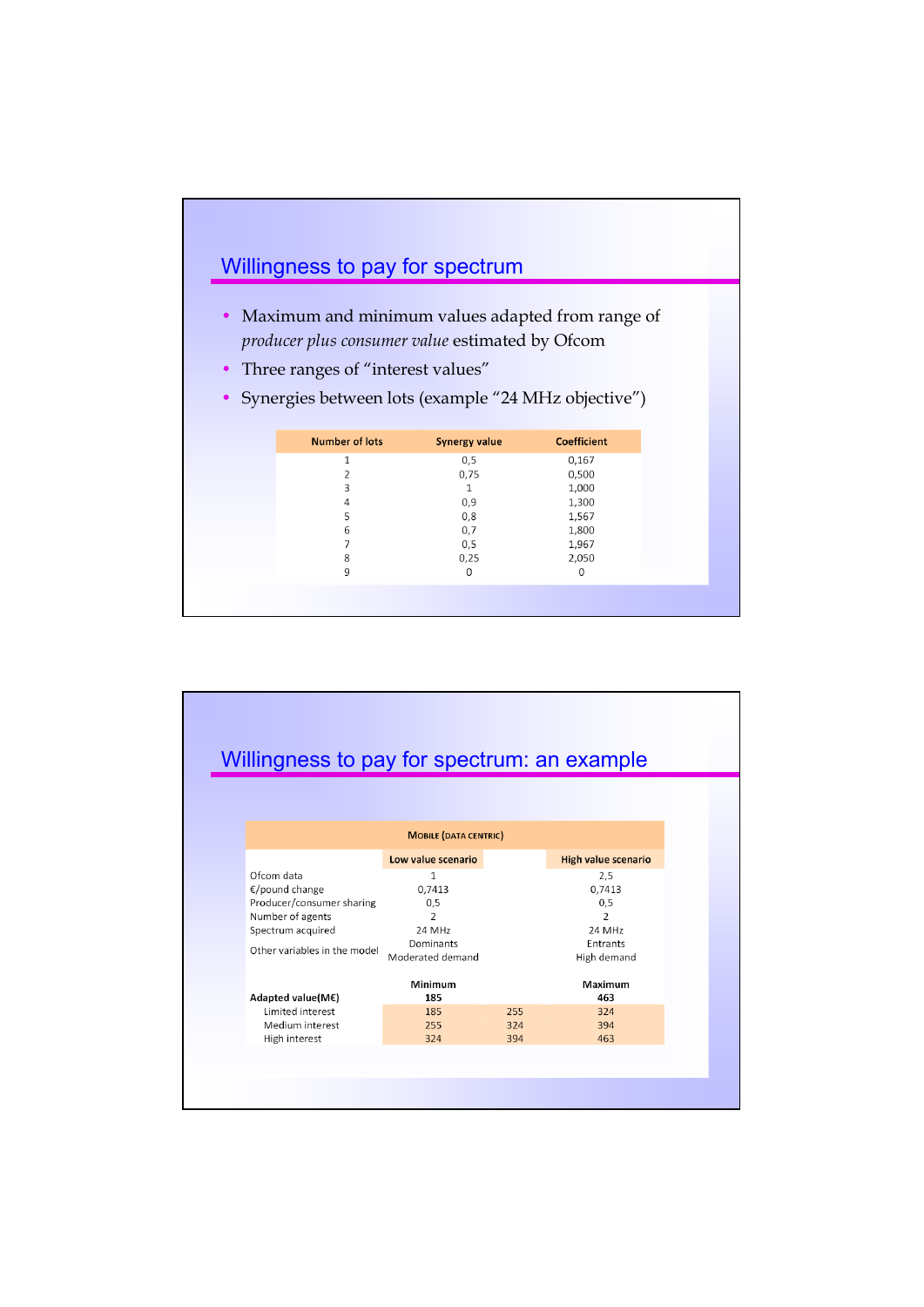## Willingness to pay for spectrum

- Maximum and minimum values adapted from range of *producer plus consumer value* estimated by Ofcom
- Three ranges of "interest values"
- Synergies between lots (example "24 MHz objective")

| Number of lots | Synergy value | Coefficient |
|---|---|---|
| 1 | 0,5 | 0,167 |
| 2 | 0,75 | 0,500 |
| 3 | 1 | 1,000 |
| 4 | 0,9 | 1,300 |
| 5 | 0,8 | 1,567 |
| 6 | 0,7 | 1,800 |
| 7 | 0,5 | 1,967 |
| 8 | 0,25 | 2,050 |
| 9 | 0 | 0 |

## Willingness to pay for spectrum: an example

| | Mobile (data centric) | | |
|---|---|---|---|
| | Low value scenario | | High value scenario |
| Ofcom data | 1 | | 2,5 |
| €/pound change | 0,7413 | | 0,7413 |
| Producer/consumer sharing | 0,5 | | 0,5 |
| Number of agents | 2 | | 2 |
| Spectrum acquired | 24 MHz | | 24 MHz |
| Other variables in the model | Dominants<br>Moderated demand | | Entrants<br>High demand |
| | **Minimum** | | **Maximum** |
| **Adapted value(M€)** | **185** | | **463** |
| Limited interest | 185 | 255 | 324 |
| Medium interest | 255 | 324 | 394 |
| High interest | 324 | 394 | 463 |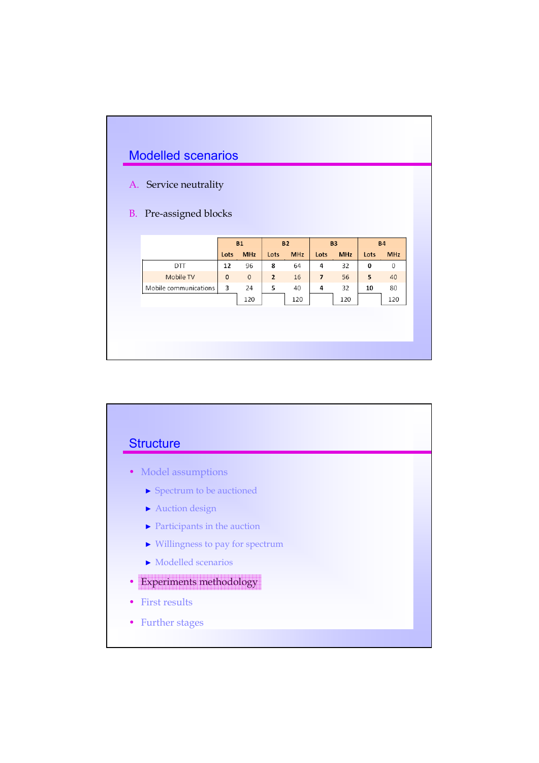## Modelled scenarios

A. Service neutrality

B. Pre-assigned blocks

| | B1 | | B2 | | B3 | | B4 | |
|---|---|---|---|---|---|---|---|---|
| | Lots | MHz | Lots | MHz | Lots | MHz | Lots | MHz |
| DTT | 12 | 96 | 8 | 64 | 4 | 32 | 0 | 0 |
| Mobile TV | 0 | 0 | 2 | 16 | 7 | 56 | 5 | 40 |
| Mobile communications | 3 | 24 | 5 | 40 | 4 | 32 | 10 | 80 |
| | | 120 | | 120 | | 120 | | 120 |

## Structure

- Model assumptions
  - Spectrum to be auctioned
  - Auction design
  - Participants in the auction
  - Willingness to pay for spectrum
  - Modelled scenarios
- Experiments methodology
- First results
- Further stages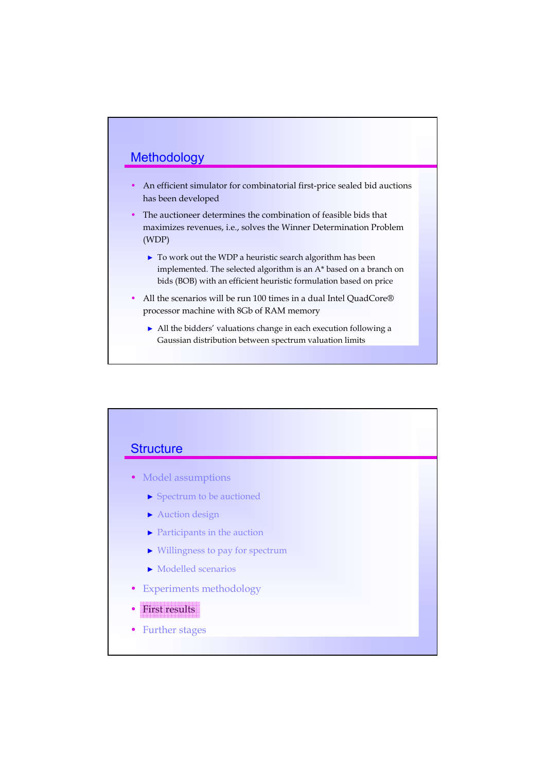## Methodology

- An efficient simulator for combinatorial first-price sealed bid auctions has been developed
- The auctioneer determines the combination of feasible bids that maximizes revenues, i.e., solves the Winner Determination Problem (WDP)
  - To work out the WDP a heuristic search algorithm has been implemented. The selected algorithm is an A* based on a branch on bids (BOB) with an efficient heuristic formulation based on price
- All the scenarios will be run 100 times in a dual Intel QuadCore® processor machine with 8Gb of RAM memory
  - All the bidders' valuations change in each execution following a Gaussian distribution between spectrum valuation limits

## Structure

- Model assumptions
  - Spectrum to be auctioned
  - Auction design
  - Participants in the auction
  - Willingness to pay for spectrum
  - Modelled scenarios
- Experiments methodology
- First results
- Further stages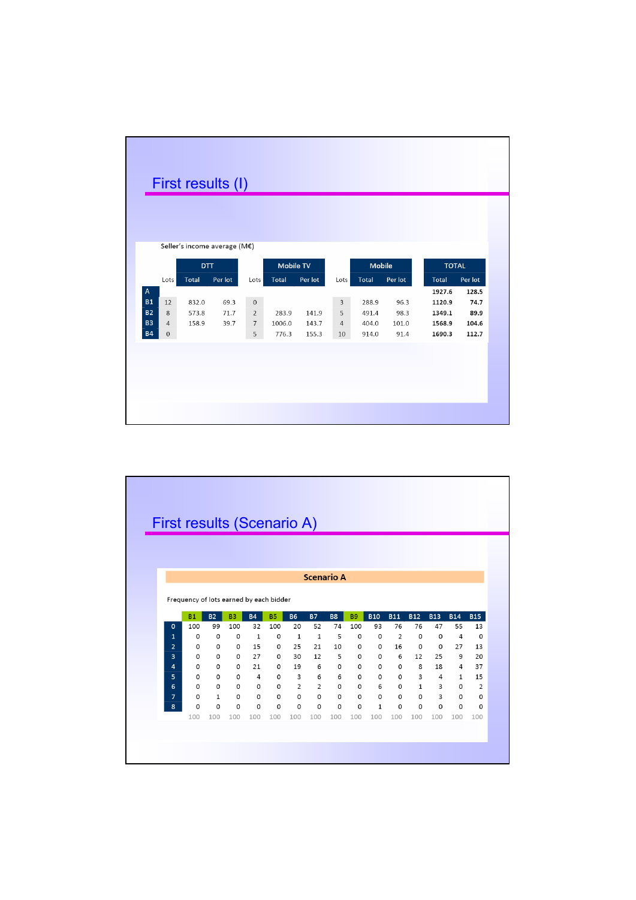## First results (I)

Seller's income average (M€)

| | | DTT | | | Mobile TV | | | Mobile | | TOTAL | |
|---|---|---|---|---|---|---|---|---|---|---|---|
| | Lots | Total | Per lot | Lots | Total | Per lot | Lots | Total | Per lot | Total | Per lot |
| A | | | | | | | | | | 1927.6 | 128.5 |
| B1 | 12 | 832.0 | 69.3 | 0 | | | 3 | 288.9 | 96.3 | 1120.9 | 74.7 |
| B2 | 8 | 573.8 | 71.7 | 2 | 283.9 | 141.9 | 5 | 491.4 | 98.3 | 1349.1 | 89.9 |
| B3 | 4 | 158.9 | 39.7 | 7 | 1006.0 | 143.7 | 4 | 404.0 | 101.0 | 1568.9 | 104.6 |
| B4 | 0 | | | 5 | 776.3 | 155.3 | 10 | 914.0 | 91.4 | 1690.3 | 112.7 |

## First results (Scenario A)

**Scenario A**

Frequency of lots earned by each bidder

| | B1 | B2 | B3 | B4 | B5 | B6 | B7 | B8 | B9 | B10 | B11 | B12 | B13 | B14 | B15 |
|---|---|---|---|---|---|---|---|---|---|---|---|---|---|---|---|
| 0 | 100 | 99 | 100 | 32 | 100 | 20 | 52 | 74 | 100 | 93 | 76 | 76 | 47 | 55 | 13 |
| 1 | 0 | 0 | 0 | 1 | 0 | 1 | 1 | 5 | 0 | 0 | 2 | 0 | 0 | 4 | 0 |
| 2 | 0 | 0 | 0 | 15 | 0 | 25 | 21 | 10 | 0 | 0 | 16 | 0 | 0 | 27 | 13 |
| 3 | 0 | 0 | 0 | 27 | 0 | 30 | 12 | 5 | 0 | 0 | 6 | 12 | 25 | 9 | 20 |
| 4 | 0 | 0 | 0 | 21 | 0 | 19 | 6 | 0 | 0 | 0 | 0 | 8 | 18 | 4 | 37 |
| 5 | 0 | 0 | 0 | 4 | 0 | 3 | 6 | 6 | 0 | 0 | 0 | 3 | 4 | 1 | 15 |
| 6 | 0 | 0 | 0 | 0 | 0 | 2 | 2 | 0 | 0 | 6 | 0 | 1 | 3 | 0 | 2 |
| 7 | 0 | 1 | 0 | 0 | 0 | 0 | 0 | 0 | 0 | 0 | 0 | 0 | 3 | 0 | 0 |
| 8 | 0 | 0 | 0 | 0 | 0 | 0 | 0 | 0 | 0 | 1 | 0 | 0 | 0 | 0 | 0 |
| | 100 | 100 | 100 | 100 | 100 | 100 | 100 | 100 | 100 | 100 | 100 | 100 | 100 | 100 | 100 |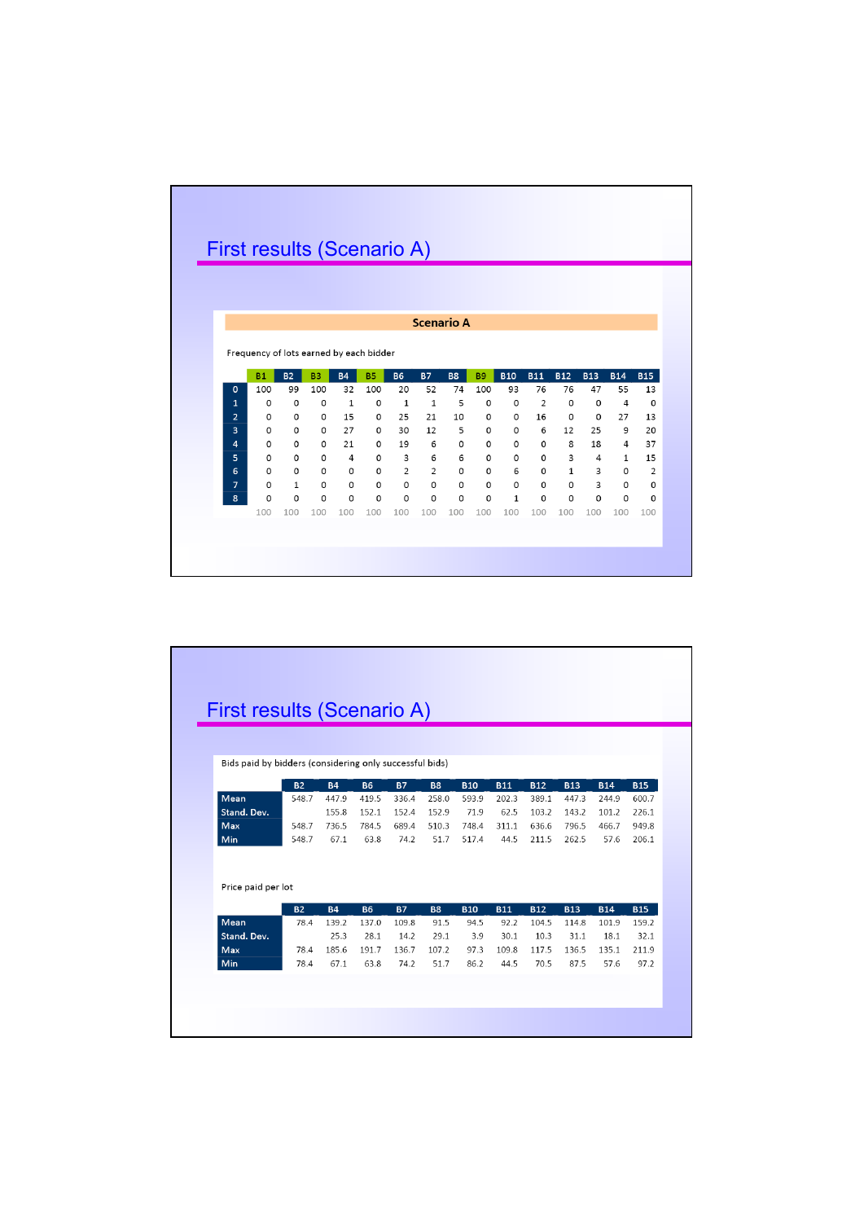## First results (Scenario A)

**Scenario A**

Frequency of lots earned by each bidder

| | B1 | B2 | B3 | B4 | B5 | B6 | B7 | B8 | B9 | B10 | B11 | B12 | B13 | B14 | B15 |
|---|---|---|---|---|---|---|---|---|---|---|---|---|---|---|---|
| 0 | 100 | 99 | 100 | 32 | 100 | 20 | 52 | 74 | 100 | 93 | 76 | 76 | 47 | 55 | 13 |
| 1 | 0 | 0 | 0 | 1 | 0 | 1 | 1 | 5 | 0 | 0 | 2 | 0 | 0 | 4 | 0 |
| 2 | 0 | 0 | 0 | 15 | 0 | 25 | 21 | 10 | 0 | 0 | 16 | 0 | 0 | 27 | 13 |
| 3 | 0 | 0 | 0 | 27 | 0 | 30 | 12 | 5 | 0 | 0 | 6 | 12 | 25 | 9 | 20 |
| 4 | 0 | 0 | 0 | 21 | 0 | 19 | 6 | 6 | 0 | 0 | 0 | 8 | 18 | 4 | 37 |
| 5 | 0 | 0 | 0 | 4 | 0 | 3 | 6 | 6 | 0 | 0 | 0 | 3 | 4 | 1 | 15 |
| 6 | 0 | 0 | 0 | 0 | 0 | 2 | 2 | 0 | 0 | 6 | 0 | 1 | 3 | 0 | 2 |
| 7 | 0 | 1 | 0 | 0 | 0 | 0 | 0 | 0 | 0 | 0 | 0 | 0 | 3 | 0 | 0 |
| 8 | 0 | 0 | 0 | 0 | 0 | 0 | 0 | 0 | 0 | 1 | 0 | 0 | 0 | 0 | 0 |
| | 100 | 100 | 100 | 100 | 100 | 100 | 100 | 100 | 100 | 100 | 100 | 100 | 100 | 100 | 100 |

## First results (Scenario A)

Bids paid by bidders (considering only successful bids)

| | B2 | B4 | B6 | B7 | B8 | B10 | B11 | B12 | B13 | B14 | B15 |
|---|---|---|---|---|---|---|---|---|---|---|---|
| Mean | 548.7 | 447.9 | 419.5 | 336.4 | 258.0 | 593.9 | 202.3 | 389.1 | 447.3 | 244.9 | 600.7 |
| Stand. Dev. | | 155.8 | 152.1 | 152.4 | 152.9 | 71.9 | 62.5 | 103.2 | 143.2 | 101.2 | 226.1 |
| Max | 548.7 | 736.5 | 784.5 | 689.4 | 510.3 | 748.4 | 311.1 | 636.6 | 796.5 | 466.7 | 949.8 |
| Min | 548.7 | 67.1 | 63.8 | 74.2 | 51.7 | 517.4 | 44.5 | 211.5 | 262.5 | 57.6 | 206.1 |

Price paid per lot

| | B2 | B4 | B6 | B7 | B8 | B10 | B11 | B12 | B13 | B14 | B15 |
|---|---|---|---|---|---|---|---|---|---|---|---|
| Mean | 78.4 | 139.2 | 137.0 | 109.8 | 91.5 | 94.5 | 92.2 | 104.5 | 114.8 | 101.9 | 159.2 |
| Stand. Dev. | | 25.3 | 28.1 | 14.2 | 29.1 | 3.9 | 30.1 | 10.3 | 31.1 | 18.1 | 32.1 |
| Max | 78.4 | 185.6 | 191.7 | 136.7 | 107.2 | 97.3 | 109.8 | 117.5 | 136.5 | 135.1 | 211.9 |
| Min | 78.4 | 67.1 | 63.8 | 74.2 | 51.7 | 86.2 | 44.5 | 70.5 | 87.5 | 57.6 | 97.2 |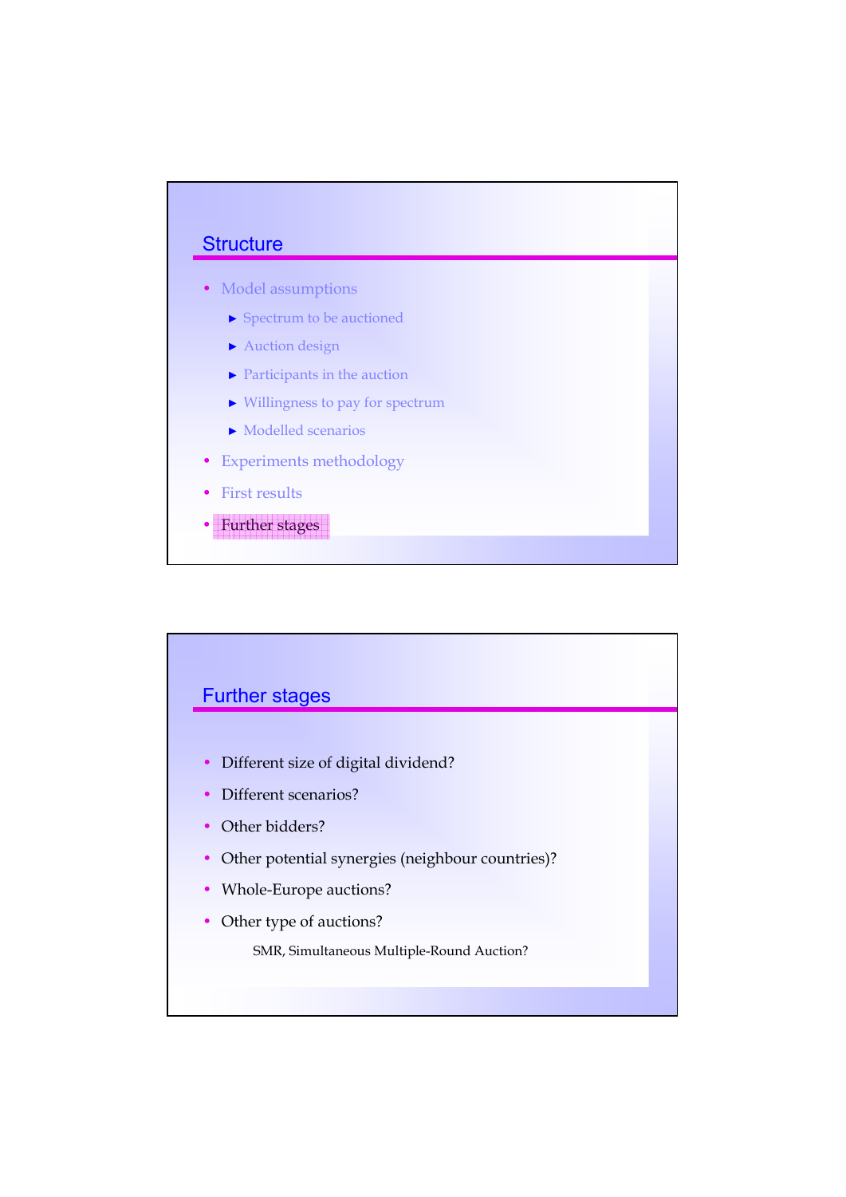## Structure

- Model assumptions
  - Spectrum to be auctioned
  - Auction design
  - Participants in the auction
  - Willingness to pay for spectrum
  - Modelled scenarios
- Experiments methodology
- First results
- Further stages

## Further stages

- Different size of digital dividend?
- Different scenarios?
- Other bidders?
- Other potential synergies (neighbour countries)?
- Whole-Europe auctions?
- Other type of auctions?

  SMR, Simultaneous Multiple-Round Auction?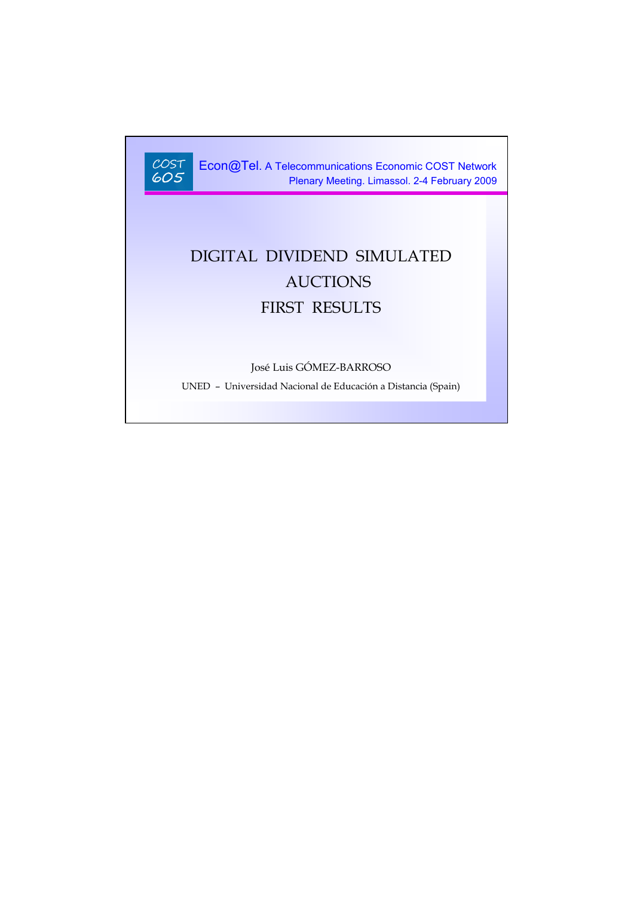COST 605

Econ@Tel. A Telecommunications Economic COST Network

Plenary Meeting. Limassol. 2-4 February 2009

# DIGITAL DIVIDEND SIMULATED AUCTIONS
# FIRST RESULTS

José Luis GÓMEZ-BARROSO

UNED – Universidad Nacional de Educación a Distancia (Spain)